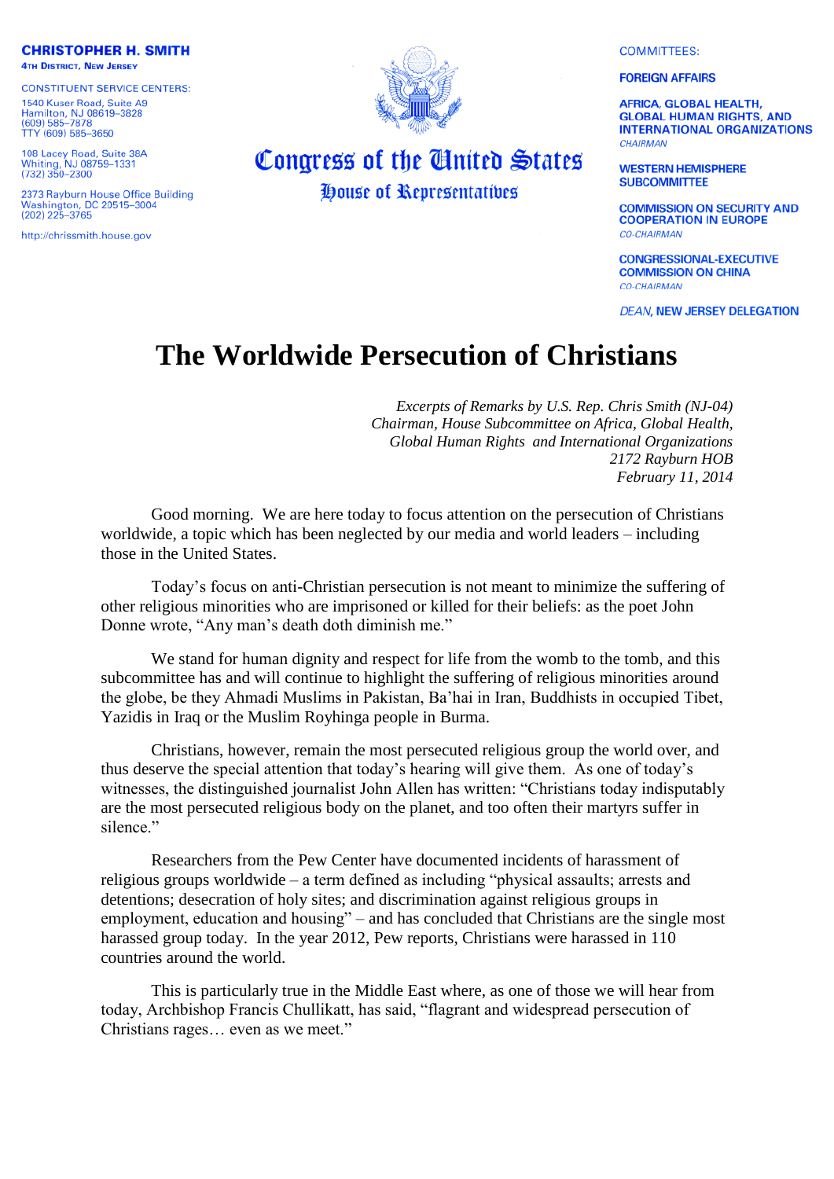**CHRISTOPHER H. SMITH**
4TH DISTRICT, NEW JERSEY

CONSTITUENT SERVICE CENTERS:

1540 Kuser Road, Suite A9
Hamilton, NJ 08619–3828
(609) 585–7878
TTY (609) 585–3650

108 Lacey Road, Suite 38A
Whiting, NJ 08759–1331
(732) 350–2300

2373 Rayburn House Office Building
Washington, DC 20515–3004
(202) 225–3765

http://chrissmith.house.gov

**Congress of the United States**
**House of Representatives**

COMMITTEES:

**FOREIGN AFFAIRS**

**AFRICA, GLOBAL HEALTH, GLOBAL HUMAN RIGHTS, AND INTERNATIONAL ORGANIZATIONS**
*CHAIRMAN*

**WESTERN HEMISPHERE SUBCOMMITTEE**

**COMMISSION ON SECURITY AND COOPERATION IN EUROPE**
*CO-CHAIRMAN*

**CONGRESSIONAL-EXECUTIVE COMMISSION ON CHINA**
*CO-CHAIRMAN*

*DEAN*, **NEW JERSEY DELEGATION**

# The Worldwide Persecution of Christians

*Excerpts of Remarks by U.S. Rep. Chris Smith (NJ-04)*
*Chairman, House Subcommittee on Africa, Global Health,*
*Global Human Rights and International Organizations*
*2172 Rayburn HOB*
*February 11, 2014*

Good morning. We are here today to focus attention on the persecution of Christians worldwide, a topic which has been neglected by our media and world leaders – including those in the United States.

Today's focus on anti-Christian persecution is not meant to minimize the suffering of other religious minorities who are imprisoned or killed for their beliefs: as the poet John Donne wrote, "Any man's death doth diminish me."

We stand for human dignity and respect for life from the womb to the tomb, and this subcommittee has and will continue to highlight the suffering of religious minorities around the globe, be they Ahmadi Muslims in Pakistan, Ba'hai in Iran, Buddhists in occupied Tibet, Yazidis in Iraq or the Muslim Royhinga people in Burma.

Christians, however, remain the most persecuted religious group the world over, and thus deserve the special attention that today's hearing will give them. As one of today's witnesses, the distinguished journalist John Allen has written: "Christians today indisputably are the most persecuted religious body on the planet, and too often their martyrs suffer in silence."

Researchers from the Pew Center have documented incidents of harassment of religious groups worldwide – a term defined as including "physical assaults; arrests and detentions; desecration of holy sites; and discrimination against religious groups in employment, education and housing" – and has concluded that Christians are the single most harassed group today. In the year 2012, Pew reports, Christians were harassed in 110 countries around the world.

This is particularly true in the Middle East where, as one of those we will hear from today, Archbishop Francis Chullikatt, has said, "flagrant and widespread persecution of Christians rages… even as we meet."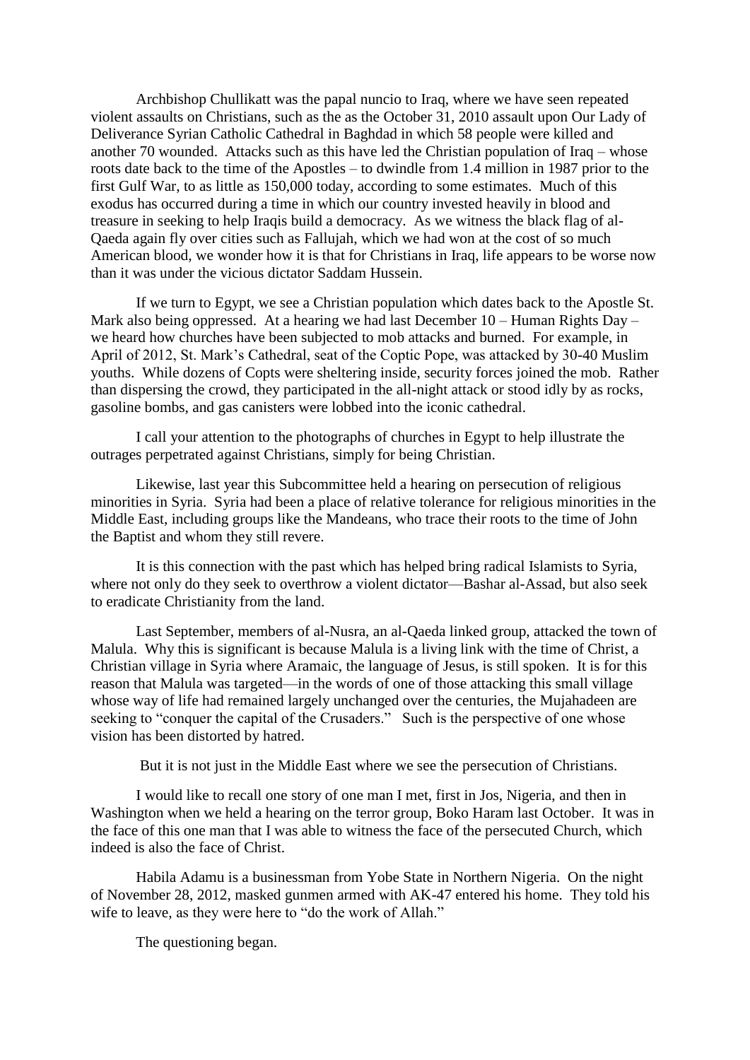Archbishop Chullikatt was the papal nuncio to Iraq, where we have seen repeated violent assaults on Christians, such as the as the October 31, 2010 assault upon Our Lady of Deliverance Syrian Catholic Cathedral in Baghdad in which 58 people were killed and another 70 wounded. Attacks such as this have led the Christian population of Iraq – whose roots date back to the time of the Apostles – to dwindle from 1.4 million in 1987 prior to the first Gulf War, to as little as 150,000 today, according to some estimates. Much of this exodus has occurred during a time in which our country invested heavily in blood and treasure in seeking to help Iraqis build a democracy. As we witness the black flag of al-Qaeda again fly over cities such as Fallujah, which we had won at the cost of so much American blood, we wonder how it is that for Christians in Iraq, life appears to be worse now than it was under the vicious dictator Saddam Hussein.

If we turn to Egypt, we see a Christian population which dates back to the Apostle St. Mark also being oppressed. At a hearing we had last December 10 – Human Rights Day – we heard how churches have been subjected to mob attacks and burned. For example, in April of 2012, St. Mark's Cathedral, seat of the Coptic Pope, was attacked by 30-40 Muslim youths. While dozens of Copts were sheltering inside, security forces joined the mob. Rather than dispersing the crowd, they participated in the all-night attack or stood idly by as rocks, gasoline bombs, and gas canisters were lobbed into the iconic cathedral.

I call your attention to the photographs of churches in Egypt to help illustrate the outrages perpetrated against Christians, simply for being Christian.

Likewise, last year this Subcommittee held a hearing on persecution of religious minorities in Syria. Syria had been a place of relative tolerance for religious minorities in the Middle East, including groups like the Mandeans, who trace their roots to the time of John the Baptist and whom they still revere.

It is this connection with the past which has helped bring radical Islamists to Syria, where not only do they seek to overthrow a violent dictator—Bashar al-Assad, but also seek to eradicate Christianity from the land.

Last September, members of al-Nusra, an al-Qaeda linked group, attacked the town of Malula. Why this is significant is because Malula is a living link with the time of Christ, a Christian village in Syria where Aramaic, the language of Jesus, is still spoken. It is for this reason that Malula was targeted—in the words of one of those attacking this small village whose way of life had remained largely unchanged over the centuries, the Mujahadeen are seeking to "conquer the capital of the Crusaders." Such is the perspective of one whose vision has been distorted by hatred.

But it is not just in the Middle East where we see the persecution of Christians.

I would like to recall one story of one man I met, first in Jos, Nigeria, and then in Washington when we held a hearing on the terror group, Boko Haram last October. It was in the face of this one man that I was able to witness the face of the persecuted Church, which indeed is also the face of Christ.

Habila Adamu is a businessman from Yobe State in Northern Nigeria. On the night of November 28, 2012, masked gunmen armed with AK-47 entered his home. They told his wife to leave, as they were here to "do the work of Allah."

The questioning began.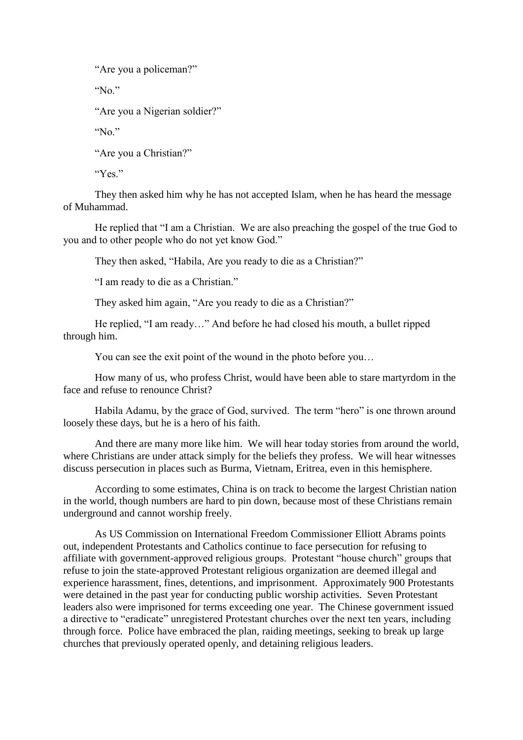"Are you a policeman?"

"No."

"Are you a Nigerian soldier?"

"No."

"Are you a Christian?"

"Yes."

They then asked him why he has not accepted Islam, when he has heard the message of Muhammad.

He replied that "I am a Christian. We are also preaching the gospel of the true God to you and to other people who do not yet know God."

They then asked, "Habila, Are you ready to die as a Christian?"

"I am ready to die as a Christian."

They asked him again, "Are you ready to die as a Christian?"

He replied, "I am ready…" And before he had closed his mouth, a bullet ripped through him.

You can see the exit point of the wound in the photo before you…

How many of us, who profess Christ, would have been able to stare martyrdom in the face and refuse to renounce Christ?

Habila Adamu, by the grace of God, survived. The term "hero" is one thrown around loosely these days, but he is a hero of his faith.

And there are many more like him. We will hear today stories from around the world, where Christians are under attack simply for the beliefs they profess. We will hear witnesses discuss persecution in places such as Burma, Vietnam, Eritrea, even in this hemisphere.

According to some estimates, China is on track to become the largest Christian nation in the world, though numbers are hard to pin down, because most of these Christians remain underground and cannot worship freely.

As US Commission on International Freedom Commissioner Elliott Abrams points out, independent Protestants and Catholics continue to face persecution for refusing to affiliate with government-approved religious groups. Protestant "house church" groups that refuse to join the state-approved Protestant religious organization are deemed illegal and experience harassment, fines, detentions, and imprisonment. Approximately 900 Protestants were detained in the past year for conducting public worship activities. Seven Protestant leaders also were imprisoned for terms exceeding one year. The Chinese government issued a directive to "eradicate" unregistered Protestant churches over the next ten years, including through force. Police have embraced the plan, raiding meetings, seeking to break up large churches that previously operated openly, and detaining religious leaders.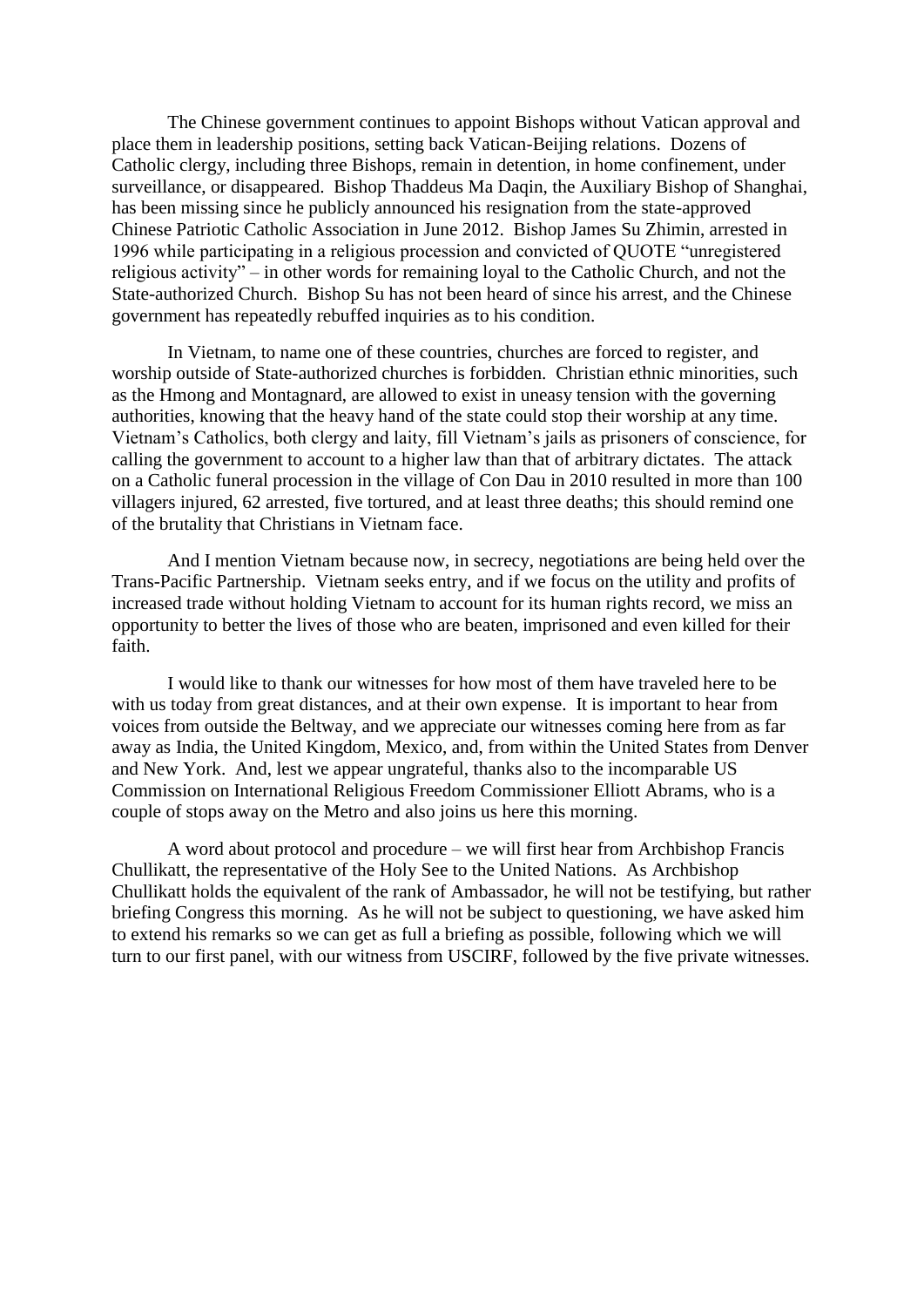The Chinese government continues to appoint Bishops without Vatican approval and place them in leadership positions, setting back Vatican-Beijing relations. Dozens of Catholic clergy, including three Bishops, remain in detention, in home confinement, under surveillance, or disappeared. Bishop Thaddeus Ma Daqin, the Auxiliary Bishop of Shanghai, has been missing since he publicly announced his resignation from the state-approved Chinese Patriotic Catholic Association in June 2012. Bishop James Su Zhimin, arrested in 1996 while participating in a religious procession and convicted of QUOTE "unregistered religious activity" – in other words for remaining loyal to the Catholic Church, and not the State-authorized Church. Bishop Su has not been heard of since his arrest, and the Chinese government has repeatedly rebuffed inquiries as to his condition.

In Vietnam, to name one of these countries, churches are forced to register, and worship outside of State-authorized churches is forbidden. Christian ethnic minorities, such as the Hmong and Montagnard, are allowed to exist in uneasy tension with the governing authorities, knowing that the heavy hand of the state could stop their worship at any time. Vietnam's Catholics, both clergy and laity, fill Vietnam's jails as prisoners of conscience, for calling the government to account to a higher law than that of arbitrary dictates. The attack on a Catholic funeral procession in the village of Con Dau in 2010 resulted in more than 100 villagers injured, 62 arrested, five tortured, and at least three deaths; this should remind one of the brutality that Christians in Vietnam face.

And I mention Vietnam because now, in secrecy, negotiations are being held over the Trans-Pacific Partnership. Vietnam seeks entry, and if we focus on the utility and profits of increased trade without holding Vietnam to account for its human rights record, we miss an opportunity to better the lives of those who are beaten, imprisoned and even killed for their faith.

I would like to thank our witnesses for how most of them have traveled here to be with us today from great distances, and at their own expense. It is important to hear from voices from outside the Beltway, and we appreciate our witnesses coming here from as far away as India, the United Kingdom, Mexico, and, from within the United States from Denver and New York. And, lest we appear ungrateful, thanks also to the incomparable US Commission on International Religious Freedom Commissioner Elliott Abrams, who is a couple of stops away on the Metro and also joins us here this morning.

A word about protocol and procedure – we will first hear from Archbishop Francis Chullikatt, the representative of the Holy See to the United Nations. As Archbishop Chullikatt holds the equivalent of the rank of Ambassador, he will not be testifying, but rather briefing Congress this morning. As he will not be subject to questioning, we have asked him to extend his remarks so we can get as full a briefing as possible, following which we will turn to our first panel, with our witness from USCIRF, followed by the five private witnesses.